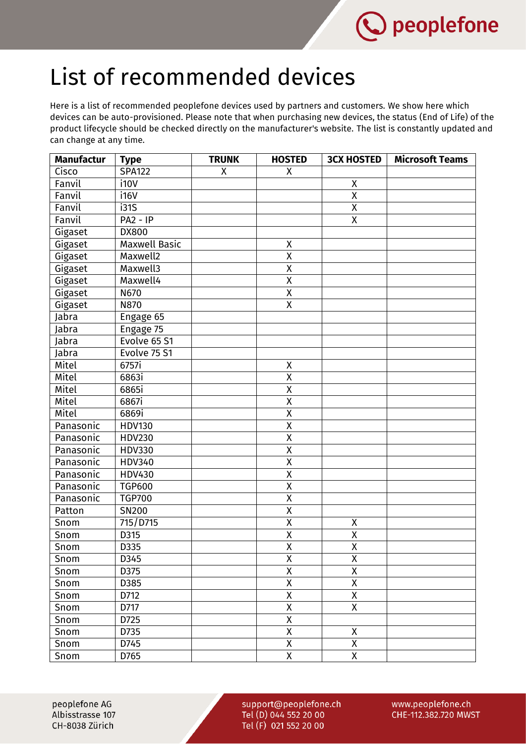# List of recommended devices

Here is a list of recommended peoplefone devices used by partners and customers. We show here which devices can be auto-provisioned. Please note that when purchasing new devices, the status (End of Life) of the product lifecycle should be checked directly on the manufacturer's website. The list is constantly updated and can change at any time.

| Manufactur | Type | TRUNK | HOSTED | 3CX HOSTED | Microsoft Teams |
|---|---|---|---|---|---|
| Cisco | SPA122 | X | X | | |
| Fanvil | i10V | | | X | |
| Fanvil | i16V | | | X | |
| Fanvil | i31S | | | X | |
| Fanvil | PA2 - IP | | | X | |
| Gigaset | DX800 | | | | |
| Gigaset | Maxwell Basic | | X | | |
| Gigaset | Maxwell2 | | X | | |
| Gigaset | Maxwell3 | | X | | |
| Gigaset | Maxwell4 | | X | | |
| Gigaset | N670 | | X | | |
| Gigaset | N870 | | X | | |
| Jabra | Engage 65 | | | | |
| Jabra | Engage 75 | | | | |
| Jabra | Evolve 65 S1 | | | | |
| Jabra | Evolve 75 S1 | | | | |
| Mitel | 6757i | | X | | |
| Mitel | 6863i | | X | | |
| Mitel | 6865i | | X | | |
| Mitel | 6867i | | X | | |
| Mitel | 6869i | | X | | |
| Panasonic | HDV130 | | X | | |
| Panasonic | HDV230 | | X | | |
| Panasonic | HDV330 | | X | | |
| Panasonic | HDV340 | | X | | |
| Panasonic | HDV430 | | X | | |
| Panasonic | TGP600 | | X | | |
| Panasonic | TGP700 | | X | | |
| Patton | SN200 | | X | | |
| Snom | 715/D715 | | X | X | |
| Snom | D315 | | X | X | |
| Snom | D335 | | X | X | |
| Snom | D345 | | X | X | |
| Snom | D375 | | X | X | |
| Snom | D385 | | X | X | |
| Snom | D712 | | X | X | |
| Snom | D717 | | X | X | |
| Snom | D725 | | X | | |
| Snom | D735 | | X | X | |
| Snom | D745 | | X | X | |
| Snom | D765 | | X | X | |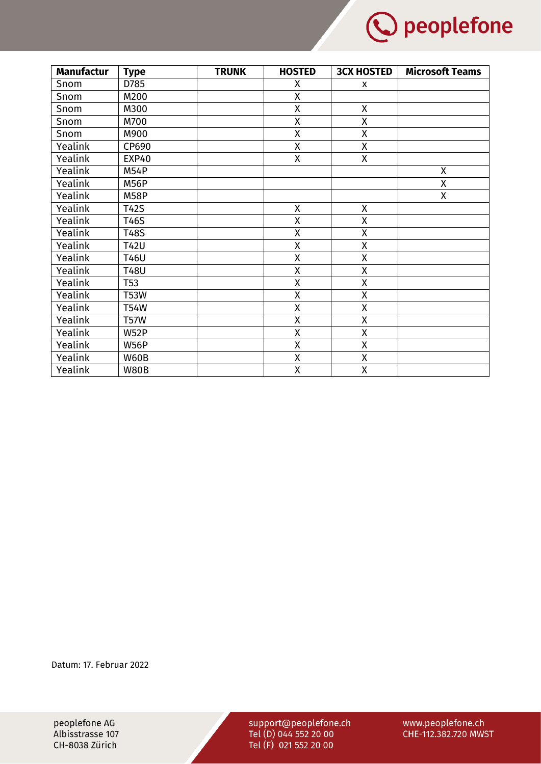| Manufactur | Type | TRUNK | HOSTED | 3CX HOSTED | Microsoft Teams |
|---|---|---|---|---|---|
| Snom | D785 | | X | x | |
| Snom | M200 | | X | | |
| Snom | M300 | | X | X | |
| Snom | M700 | | X | X | |
| Snom | M900 | | X | X | |
| Yealink | CP690 | | X | X | |
| Yealink | EXP40 | | X | X | |
| Yealink | M54P | | | | X |
| Yealink | M56P | | | | X |
| Yealink | M58P | | | | X |
| Yealink | T42S | | X | X | |
| Yealink | T46S | | X | X | |
| Yealink | T48S | | X | X | |
| Yealink | T42U | | X | X | |
| Yealink | T46U | | X | X | |
| Yealink | T48U | | X | X | |
| Yealink | T53 | | X | X | |
| Yealink | T53W | | X | X | |
| Yealink | T54W | | X | X | |
| Yealink | T57W | | X | X | |
| Yealink | W52P | | X | X | |
| Yealink | W56P | | X | X | |
| Yealink | W60B | | X | X | |
| Yealink | W80B | | X | X | |

Datum: 17. Februar 2022